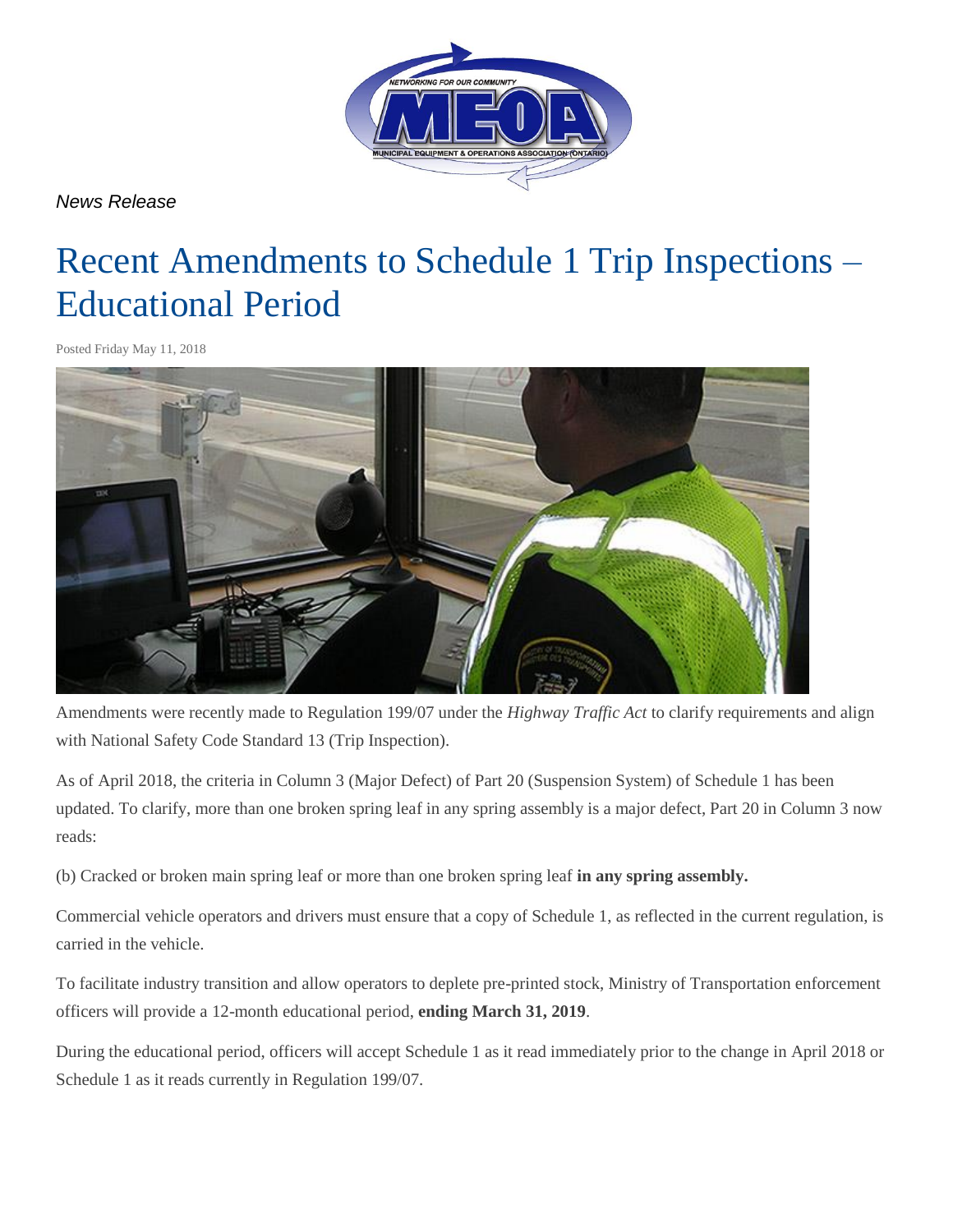*News Release*

# Recent Amendments to Schedule 1 Trip Inspections – Educational Period

Posted Friday May 11, 2018

Amendments were recently made to Regulation 199/07 under the *Highway Traffic Act* to clarify requirements and align with National Safety Code Standard 13 (Trip Inspection).

As of April 2018, the criteria in Column 3 (Major Defect) of Part 20 (Suspension System) of Schedule 1 has been updated. To clarify, more than one broken spring leaf in any spring assembly is a major defect, Part 20 in Column 3 now reads:

(b) Cracked or broken main spring leaf or more than one broken spring leaf **in any spring assembly.**

Commercial vehicle operators and drivers must ensure that a copy of Schedule 1, as reflected in the current regulation, is carried in the vehicle.

To facilitate industry transition and allow operators to deplete pre-printed stock, Ministry of Transportation enforcement officers will provide a 12-month educational period, **ending March 31, 2019**.

During the educational period, officers will accept Schedule 1 as it read immediately prior to the change in April 2018 or Schedule 1 as it reads currently in Regulation 199/07.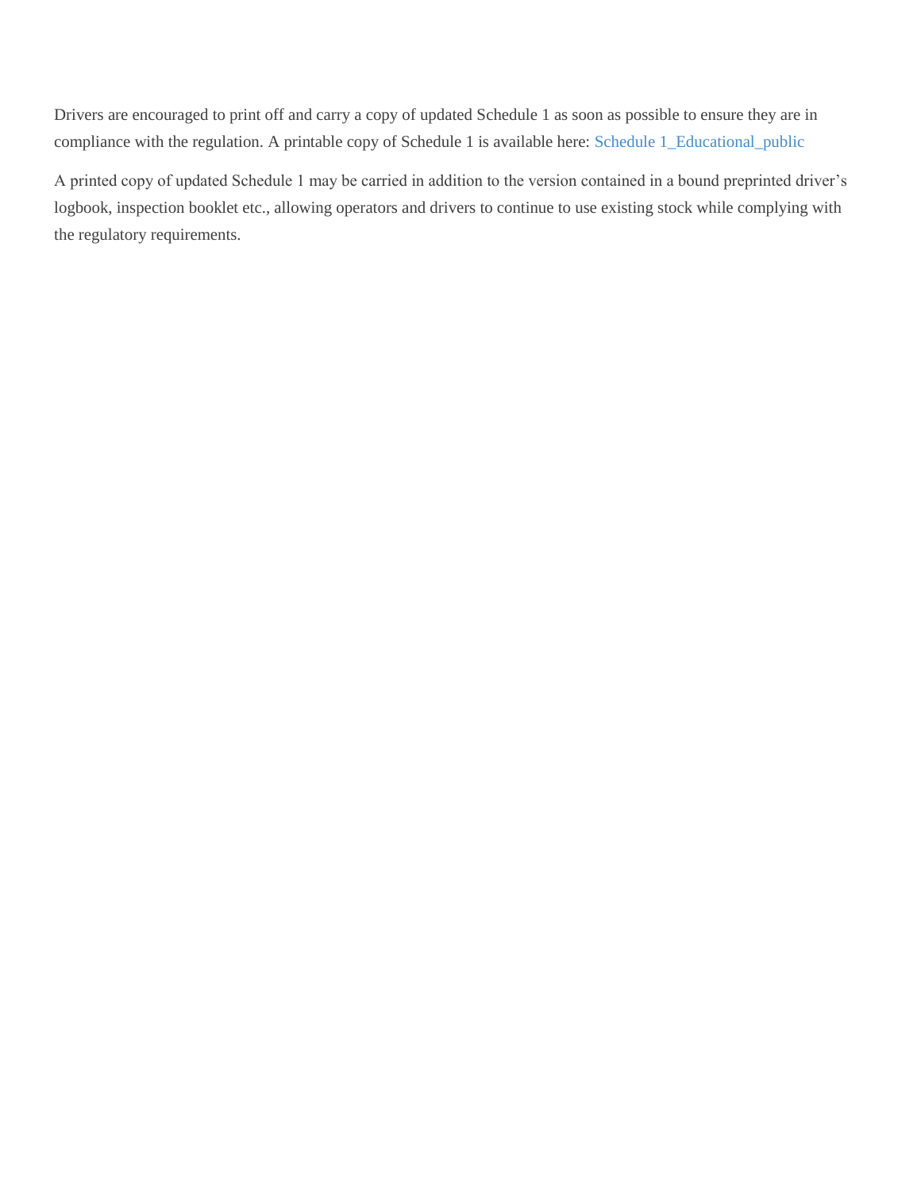Drivers are encouraged to print off and carry a copy of updated Schedule 1 as soon as possible to ensure they are in compliance with the regulation. A printable copy of Schedule 1 is available here: Schedule 1_Educational_public

A printed copy of updated Schedule 1 may be carried in addition to the version contained in a bound preprinted driver's logbook, inspection booklet etc., allowing operators and drivers to continue to use existing stock while complying with the regulatory requirements.